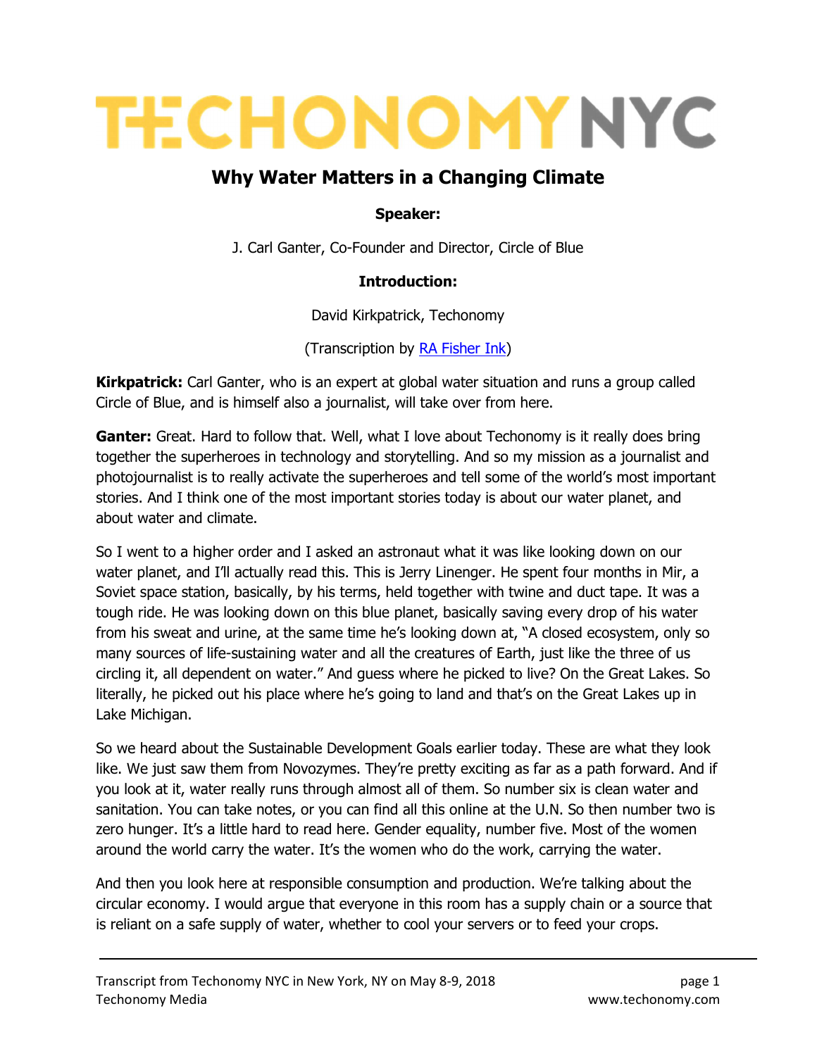# TECHONOMY NYC

## Why Water Matters in a Changing Climate

**Speaker:**

J. Carl Ganter, Co-Founder and Director, Circle of Blue

**Introduction:**

David Kirkpatrick, Techonomy

(Transcription by [RA Fisher Ink](RA Fisher Ink))

**Kirkpatrick:** Carl Ganter, who is an expert at global water situation and runs a group called Circle of Blue, and is himself also a journalist, will take over from here.

**Ganter:** Great. Hard to follow that. Well, what I love about Techonomy is it really does bring together the superheroes in technology and storytelling. And so my mission as a journalist and photojournalist is to really activate the superheroes and tell some of the world's most important stories. And I think one of the most important stories today is about our water planet, and about water and climate.

So I went to a higher order and I asked an astronaut what it was like looking down on our water planet, and I'll actually read this. This is Jerry Linenger. He spent four months in Mir, a Soviet space station, basically, by his terms, held together with twine and duct tape. It was a tough ride. He was looking down on this blue planet, basically saving every drop of his water from his sweat and urine, at the same time he's looking down at, "A closed ecosystem, only so many sources of life-sustaining water and all the creatures of Earth, just like the three of us circling it, all dependent on water." And guess where he picked to live? On the Great Lakes. So literally, he picked out his place where he's going to land and that's on the Great Lakes up in Lake Michigan.

So we heard about the Sustainable Development Goals earlier today. These are what they look like. We just saw them from Novozymes. They're pretty exciting as far as a path forward. And if you look at it, water really runs through almost all of them. So number six is clean water and sanitation. You can take notes, or you can find all this online at the U.N. So then number two is zero hunger. It's a little hard to read here. Gender equality, number five. Most of the women around the world carry the water. It's the women who do the work, carrying the water.

And then you look here at responsible consumption and production. We're talking about the circular economy. I would argue that everyone in this room has a supply chain or a source that is reliant on a safe supply of water, whether to cool your servers or to feed your crops.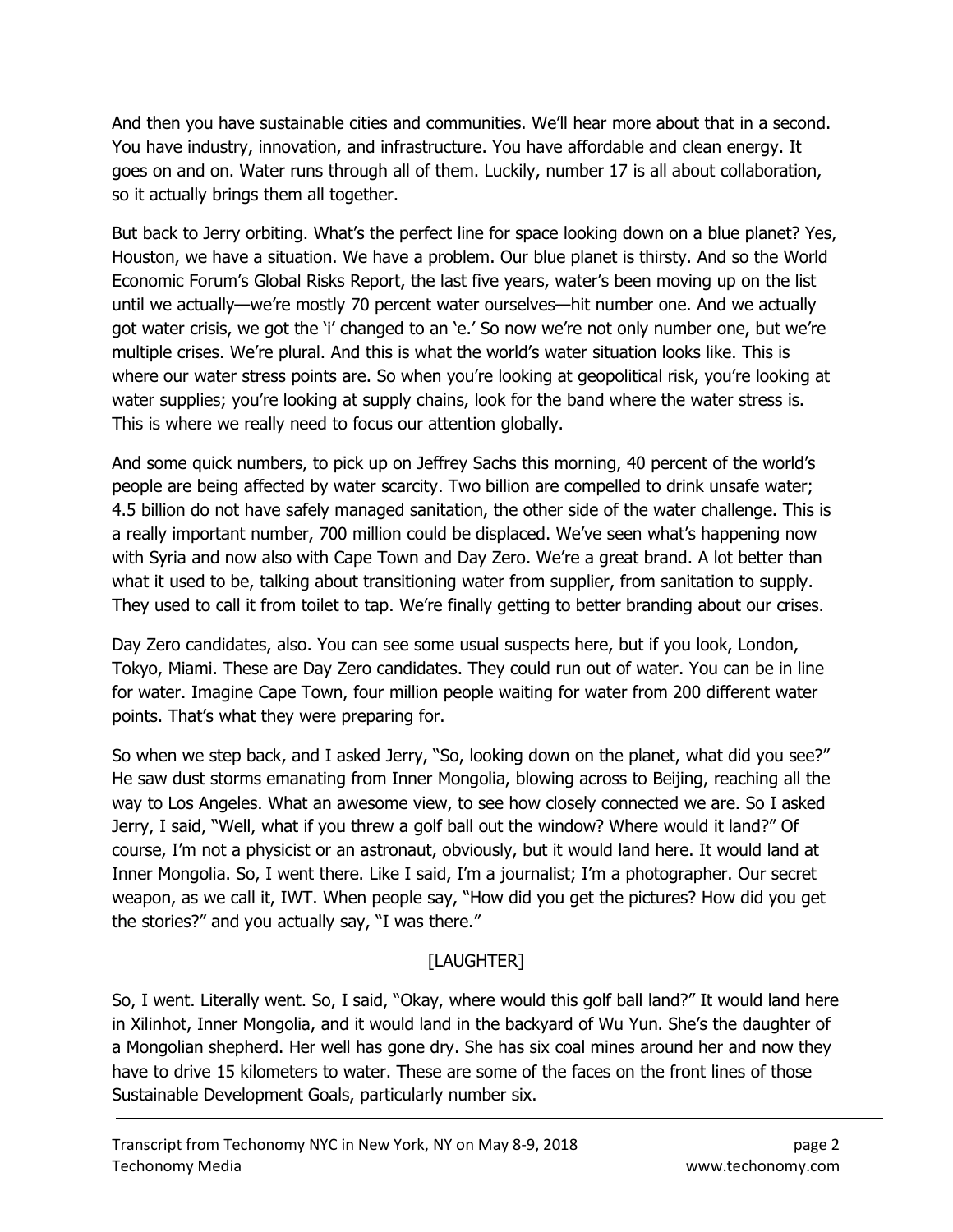And then you have sustainable cities and communities. We'll hear more about that in a second. You have industry, innovation, and infrastructure. You have affordable and clean energy. It goes on and on. Water runs through all of them. Luckily, number 17 is all about collaboration, so it actually brings them all together.

But back to Jerry orbiting. What's the perfect line for space looking down on a blue planet? Yes, Houston, we have a situation. We have a problem. Our blue planet is thirsty. And so the World Economic Forum's Global Risks Report, the last five years, water's been moving up on the list until we actually—we're mostly 70 percent water ourselves—hit number one. And we actually got water crisis, we got the 'i' changed to an 'e.' So now we're not only number one, but we're multiple crises. We're plural. And this is what the world's water situation looks like. This is where our water stress points are. So when you're looking at geopolitical risk, you're looking at water supplies; you're looking at supply chains, look for the band where the water stress is. This is where we really need to focus our attention globally.

And some quick numbers, to pick up on Jeffrey Sachs this morning, 40 percent of the world's people are being affected by water scarcity. Two billion are compelled to drink unsafe water; 4.5 billion do not have safely managed sanitation, the other side of the water challenge. This is a really important number, 700 million could be displaced. We've seen what's happening now with Syria and now also with Cape Town and Day Zero. We're a great brand. A lot better than what it used to be, talking about transitioning water from supplier, from sanitation to supply. They used to call it from toilet to tap. We're finally getting to better branding about our crises.

Day Zero candidates, also. You can see some usual suspects here, but if you look, London, Tokyo, Miami. These are Day Zero candidates. They could run out of water. You can be in line for water. Imagine Cape Town, four million people waiting for water from 200 different water points. That's what they were preparing for.

So when we step back, and I asked Jerry, "So, looking down on the planet, what did you see?" He saw dust storms emanating from Inner Mongolia, blowing across to Beijing, reaching all the way to Los Angeles. What an awesome view, to see how closely connected we are. So I asked Jerry, I said, "Well, what if you threw a golf ball out the window? Where would it land?" Of course, I'm not a physicist or an astronaut, obviously, but it would land here. It would land at Inner Mongolia. So, I went there. Like I said, I'm a journalist; I'm a photographer. Our secret weapon, as we call it, IWT. When people say, "How did you get the pictures? How did you get the stories?" and you actually say, "I was there."

[LAUGHTER]

So, I went. Literally went. So, I said, "Okay, where would this golf ball land?" It would land here in Xilinhot, Inner Mongolia, and it would land in the backyard of Wu Yun. She's the daughter of a Mongolian shepherd. Her well has gone dry. She has six coal mines around her and now they have to drive 15 kilometers to water. These are some of the faces on the front lines of those Sustainable Development Goals, particularly number six.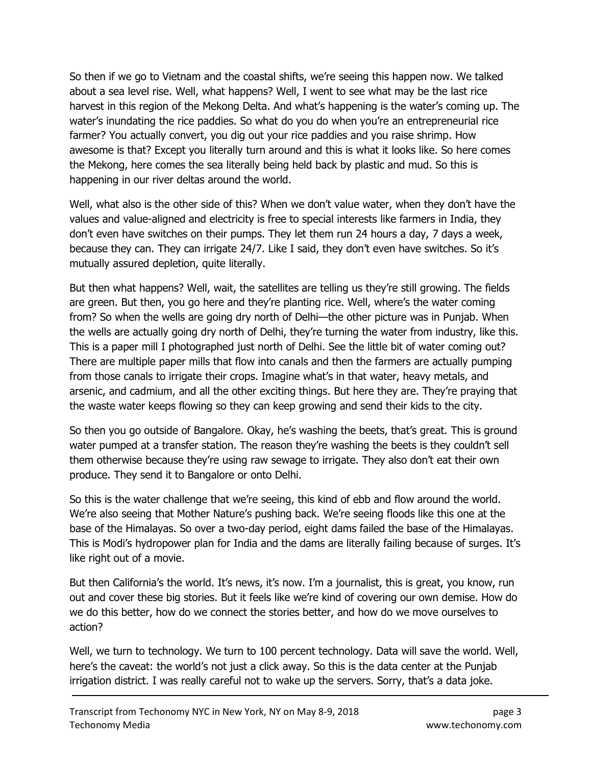So then if we go to Vietnam and the coastal shifts, we're seeing this happen now. We talked about a sea level rise. Well, what happens? Well, I went to see what may be the last rice harvest in this region of the Mekong Delta. And what's happening is the water's coming up. The water's inundating the rice paddies. So what do you do when you're an entrepreneurial rice farmer? You actually convert, you dig out your rice paddies and you raise shrimp. How awesome is that? Except you literally turn around and this is what it looks like. So here comes the Mekong, here comes the sea literally being held back by plastic and mud. So this is happening in our river deltas around the world.

Well, what also is the other side of this? When we don't value water, when they don't have the values and value-aligned and electricity is free to special interests like farmers in India, they don't even have switches on their pumps. They let them run 24 hours a day, 7 days a week, because they can. They can irrigate 24/7. Like I said, they don't even have switches. So it's mutually assured depletion, quite literally.

But then what happens? Well, wait, the satellites are telling us they're still growing. The fields are green. But then, you go here and they're planting rice. Well, where's the water coming from? So when the wells are going dry north of Delhi—the other picture was in Punjab. When the wells are actually going dry north of Delhi, they're turning the water from industry, like this. This is a paper mill I photographed just north of Delhi. See the little bit of water coming out? There are multiple paper mills that flow into canals and then the farmers are actually pumping from those canals to irrigate their crops. Imagine what's in that water, heavy metals, and arsenic, and cadmium, and all the other exciting things. But here they are. They're praying that the waste water keeps flowing so they can keep growing and send their kids to the city.

So then you go outside of Bangalore. Okay, he's washing the beets, that's great. This is ground water pumped at a transfer station. The reason they're washing the beets is they couldn't sell them otherwise because they're using raw sewage to irrigate. They also don't eat their own produce. They send it to Bangalore or onto Delhi.

So this is the water challenge that we're seeing, this kind of ebb and flow around the world. We're also seeing that Mother Nature's pushing back. We're seeing floods like this one at the base of the Himalayas. So over a two-day period, eight dams failed the base of the Himalayas. This is Modi's hydropower plan for India and the dams are literally failing because of surges. It's like right out of a movie.

But then California's the world. It's news, it's now. I'm a journalist, this is great, you know, run out and cover these big stories. But it feels like we're kind of covering our own demise. How do we do this better, how do we connect the stories better, and how do we move ourselves to action?

Well, we turn to technology. We turn to 100 percent technology. Data will save the world. Well, here's the caveat: the world's not just a click away. So this is the data center at the Punjab irrigation district. I was really careful not to wake up the servers. Sorry, that's a data joke.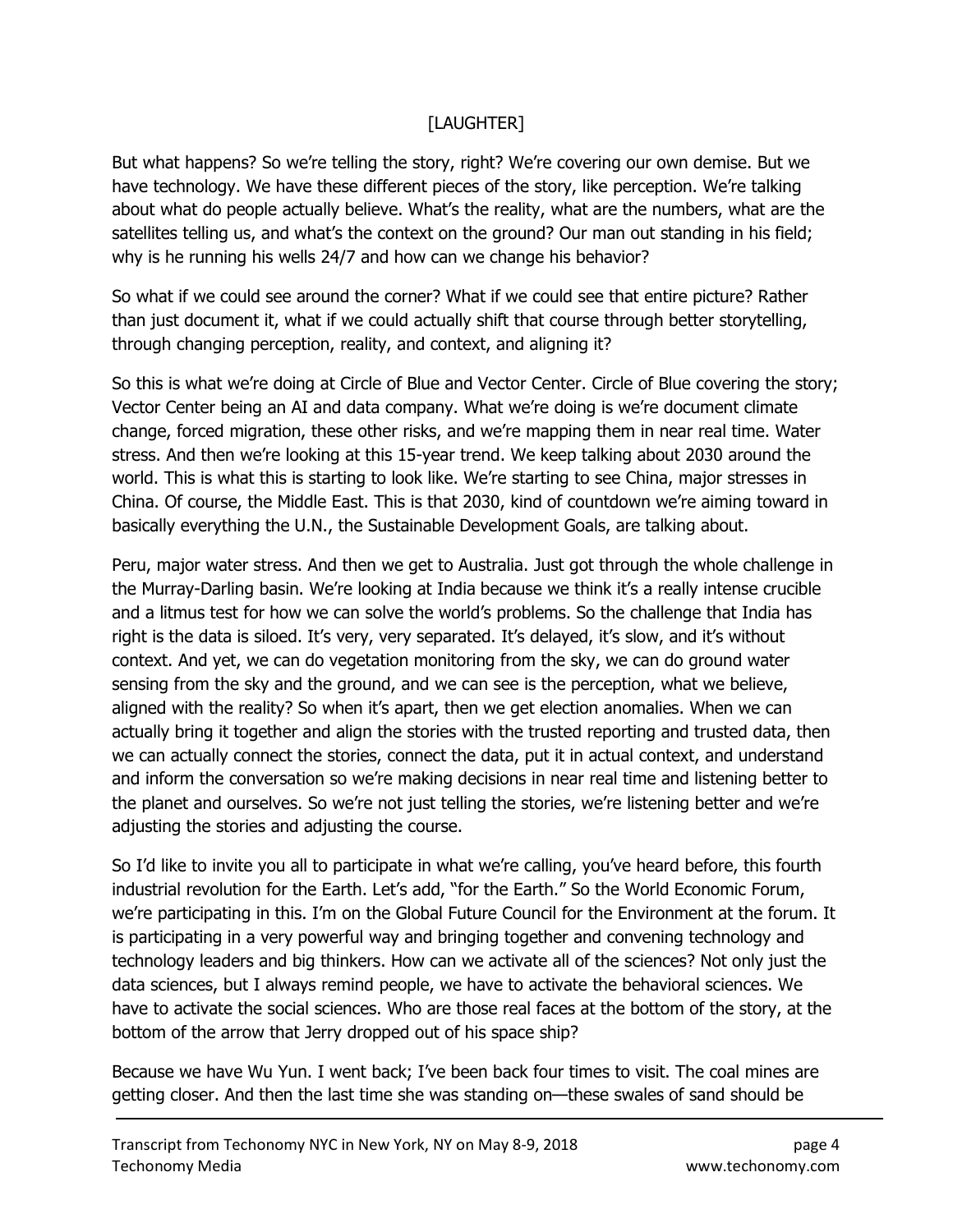[LAUGHTER]

But what happens? So we're telling the story, right? We're covering our own demise. But we have technology. We have these different pieces of the story, like perception. We're talking about what do people actually believe. What's the reality, what are the numbers, what are the satellites telling us, and what's the context on the ground? Our man out standing in his field; why is he running his wells 24/7 and how can we change his behavior?

So what if we could see around the corner? What if we could see that entire picture? Rather than just document it, what if we could actually shift that course through better storytelling, through changing perception, reality, and context, and aligning it?

So this is what we're doing at Circle of Blue and Vector Center. Circle of Blue covering the story; Vector Center being an AI and data company. What we're doing is we're document climate change, forced migration, these other risks, and we're mapping them in near real time. Water stress. And then we're looking at this 15-year trend. We keep talking about 2030 around the world. This is what this is starting to look like. We're starting to see China, major stresses in China. Of course, the Middle East. This is that 2030, kind of countdown we're aiming toward in basically everything the U.N., the Sustainable Development Goals, are talking about.

Peru, major water stress. And then we get to Australia. Just got through the whole challenge in the Murray-Darling basin. We're looking at India because we think it's a really intense crucible and a litmus test for how we can solve the world's problems. So the challenge that India has right is the data is siloed. It's very, very separated. It's delayed, it's slow, and it's without context. And yet, we can do vegetation monitoring from the sky, we can do ground water sensing from the sky and the ground, and we can see is the perception, what we believe, aligned with the reality? So when it's apart, then we get election anomalies. When we can actually bring it together and align the stories with the trusted reporting and trusted data, then we can actually connect the stories, connect the data, put it in actual context, and understand and inform the conversation so we're making decisions in near real time and listening better to the planet and ourselves. So we're not just telling the stories, we're listening better and we're adjusting the stories and adjusting the course.

So I'd like to invite you all to participate in what we're calling, you've heard before, this fourth industrial revolution for the Earth. Let's add, "for the Earth." So the World Economic Forum, we're participating in this. I'm on the Global Future Council for the Environment at the forum. It is participating in a very powerful way and bringing together and convening technology and technology leaders and big thinkers. How can we activate all of the sciences? Not only just the data sciences, but I always remind people, we have to activate the behavioral sciences. We have to activate the social sciences. Who are those real faces at the bottom of the story, at the bottom of the arrow that Jerry dropped out of his space ship?

Because we have Wu Yun. I went back; I've been back four times to visit. The coal mines are getting closer. And then the last time she was standing on—these swales of sand should be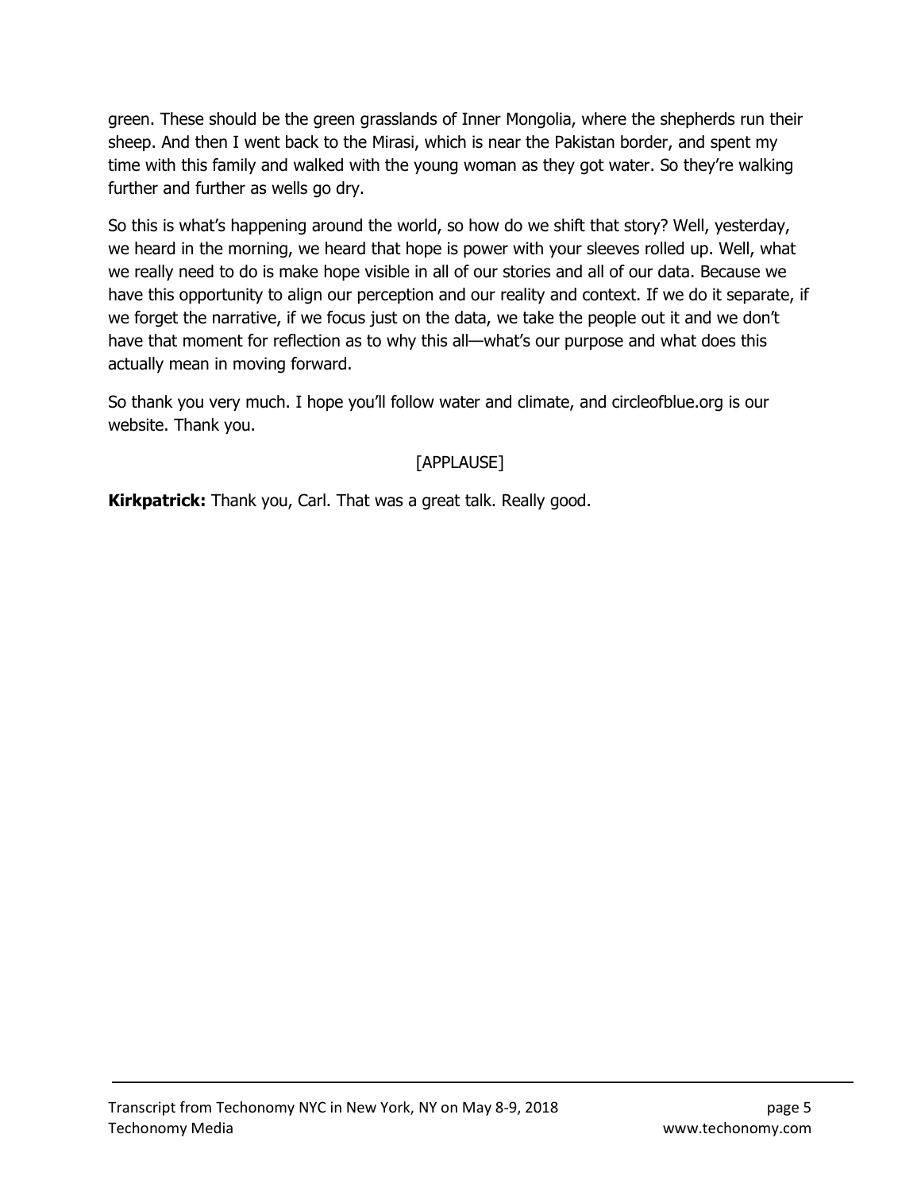green. These should be the green grasslands of Inner Mongolia, where the shepherds run their sheep. And then I went back to the Mirasi, which is near the Pakistan border, and spent my time with this family and walked with the young woman as they got water. So they're walking further and further as wells go dry.

So this is what's happening around the world, so how do we shift that story? Well, yesterday, we heard in the morning, we heard that hope is power with your sleeves rolled up. Well, what we really need to do is make hope visible in all of our stories and all of our data. Because we have this opportunity to align our perception and our reality and context. If we do it separate, if we forget the narrative, if we focus just on the data, we take the people out it and we don't have that moment for reflection as to why this all—what's our purpose and what does this actually mean in moving forward.

So thank you very much. I hope you'll follow water and climate, and circleofblue.org is our website. Thank you.

[APPLAUSE]

**Kirkpatrick:** Thank you, Carl. That was a great talk. Really good.